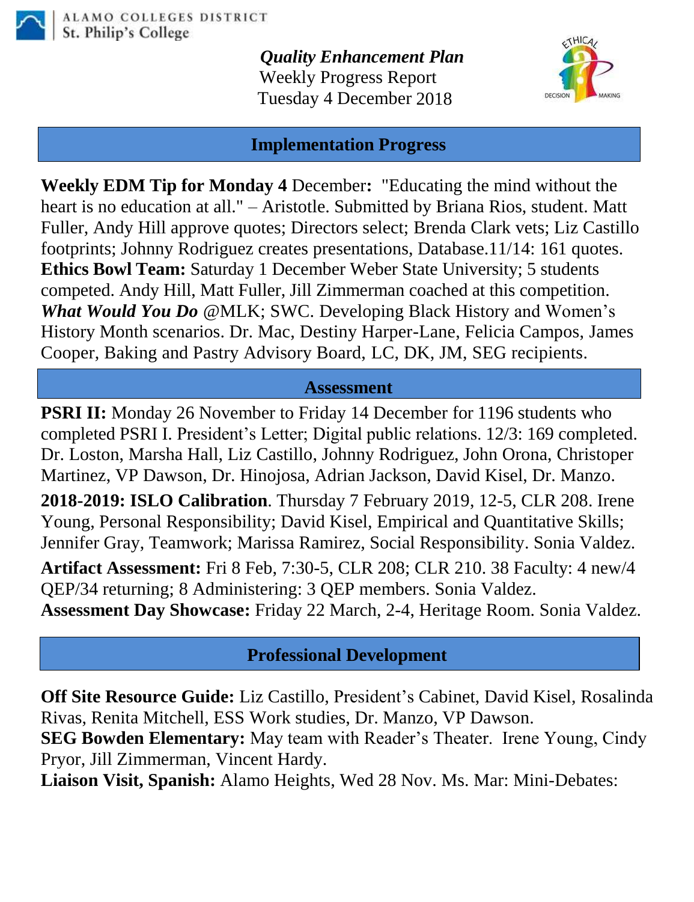ALAMO COLLEGES DISTRICT
St. Philip's College

***Quality Enhancement Plan***
Weekly Progress Report
Tuesday 4 December 2018

## Implementation Progress

**Weekly EDM Tip for Monday 4** December**:** "Educating the mind without the heart is no education at all." – Aristotle. Submitted by Briana Rios, student. Matt Fuller, Andy Hill approve quotes; Directors select; Brenda Clark vets; Liz Castillo footprints; Johnny Rodriguez creates presentations, Database.11/14: 161 quotes.
**Ethics Bowl Team:** Saturday 1 December Weber State University; 5 students competed. Andy Hill, Matt Fuller, Jill Zimmerman coached at this competition.
***What Would You Do*** @MLK; SWC. Developing Black History and Women's History Month scenarios. Dr. Mac, Destiny Harper-Lane, Felicia Campos, James Cooper, Baking and Pastry Advisory Board, LC, DK, JM, SEG recipients.

## Assessment

**PSRI II:** Monday 26 November to Friday 14 December for 1196 students who completed PSRI I. President's Letter; Digital public relations. 12/3: 169 completed. Dr. Loston, Marsha Hall, Liz Castillo, Johnny Rodriguez, John Orona, Christoper Martinez, VP Dawson, Dr. Hinojosa, Adrian Jackson, David Kisel, Dr. Manzo.

**2018-2019: ISLO Calibration**. Thursday 7 February 2019, 12-5, CLR 208. Irene Young, Personal Responsibility; David Kisel, Empirical and Quantitative Skills; Jennifer Gray, Teamwork; Marissa Ramirez, Social Responsibility. Sonia Valdez.

**Artifact Assessment:** Fri 8 Feb, 7:30-5, CLR 208; CLR 210. 38 Faculty: 4 new/4 QEP/34 returning; 8 Administering: 3 QEP members. Sonia Valdez.
**Assessment Day Showcase:** Friday 22 March, 2-4, Heritage Room. Sonia Valdez.

## Professional Development

**Off Site Resource Guide:** Liz Castillo, President's Cabinet, David Kisel, Rosalinda Rivas, Renita Mitchell, ESS Work studies, Dr. Manzo, VP Dawson.
**SEG Bowden Elementary:** May team with Reader's Theater. Irene Young, Cindy Pryor, Jill Zimmerman, Vincent Hardy.
**Liaison Visit, Spanish:** Alamo Heights, Wed 28 Nov. Ms. Mar: Mini-Debates: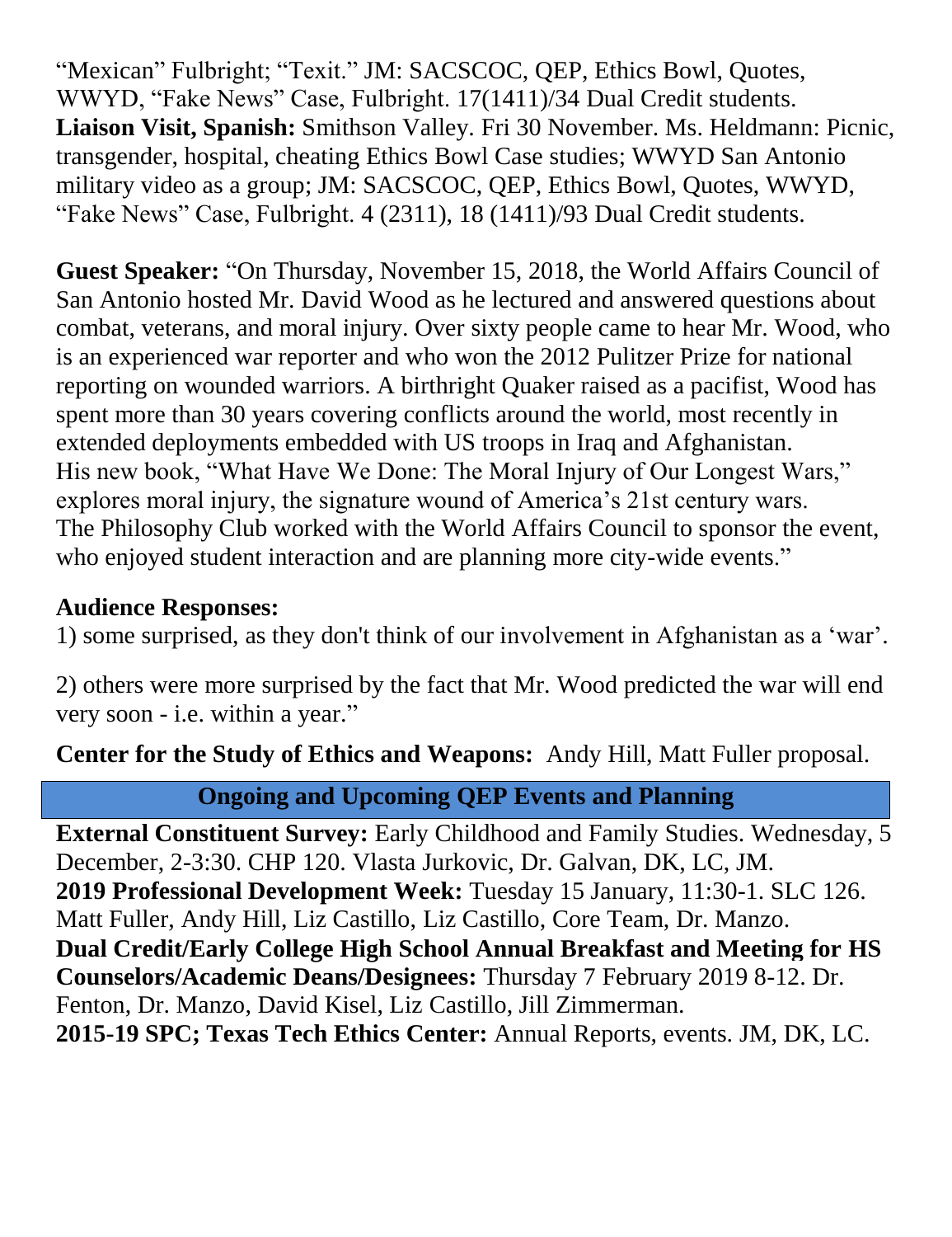“Mexican” Fulbright; “Texit.” JM: SACSCOC, QEP, Ethics Bowl, Quotes, WWYD, “Fake News” Case, Fulbright. 17(1411)/34 Dual Credit students.
**Liaison Visit, Spanish:** Smithson Valley. Fri 30 November. Ms. Heldmann: Picnic, transgender, hospital, cheating Ethics Bowl Case studies; WWYD San Antonio military video as a group; JM: SACSCOC, QEP, Ethics Bowl, Quotes, WWYD, “Fake News” Case, Fulbright. 4 (2311), 18 (1411)/93 Dual Credit students.

**Guest Speaker:** “On Thursday, November 15, 2018, the World Affairs Council of San Antonio hosted Mr. David Wood as he lectured and answered questions about combat, veterans, and moral injury. Over sixty people came to hear Mr. Wood, who is an experienced war reporter and who won the 2012 Pulitzer Prize for national reporting on wounded warriors. A birthright Quaker raised as a pacifist, Wood has spent more than 30 years covering conflicts around the world, most recently in extended deployments embedded with US troops in Iraq and Afghanistan.
His new book, “What Have We Done: The Moral Injury of Our Longest Wars,” explores moral injury, the signature wound of America’s 21st century wars.
The Philosophy Club worked with the World Affairs Council to sponsor the event, who enjoyed student interaction and are planning more city-wide events.”

**Audience Responses:**
1) some surprised, as they don't think of our involvement in Afghanistan as a ‘war’.

2) others were more surprised by the fact that Mr. Wood predicted the war will end very soon - i.e. within a year.”

**Center for the Study of Ethics and Weapons:** Andy Hill, Matt Fuller proposal.

## Ongoing and Upcoming QEP Events and Planning

**External Constituent Survey:** Early Childhood and Family Studies. Wednesday, 5 December, 2-3:30. CHP 120. Vlasta Jurkovic, Dr. Galvan, DK, LC, JM.
**2019 Professional Development Week:** Tuesday 15 January, 11:30-1. SLC 126. Matt Fuller, Andy Hill, Liz Castillo, Liz Castillo, Core Team, Dr. Manzo.
**Dual Credit/Early College High School Annual Breakfast and Meeting for HS Counselors/Academic Deans/Designees:** Thursday 7 February 2019 8-12. Dr. Fenton, Dr. Manzo, David Kisel, Liz Castillo, Jill Zimmerman.
**2015-19 SPC; Texas Tech Ethics Center:** Annual Reports, events. JM, DK, LC.